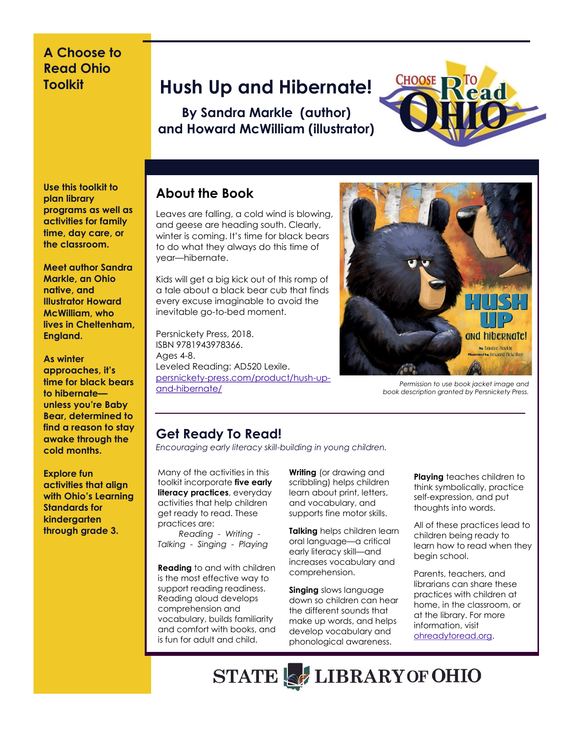## A Choose to Read Ohio Toolkit

# Hush Up and Hibernate!

**By Sandra Markle (author) and Howard McWilliam (illustrator)**

**Use this toolkit to plan library programs as well as activities for family time, day care, or the classroom.**

**Meet author Sandra Markle, an Ohio native, and Illustrator Howard McWilliam, who lives in Cheltenham, England.**

**As winter approaches, it's time for black bears to hibernate—unless you're Baby Bear, determined to find a reason to stay awake through the cold months.**

**Explore fun activities that align with Ohio's Learning Standards for kindergarten through grade 3.**

## About the Book

Leaves are falling, a cold wind is blowing, and geese are heading south. Clearly, winter is coming. It's time for black bears to do what they always do this time of year—hibernate.

Kids will get a big kick out of this romp of a tale about a black bear cub that finds every excuse imaginable to avoid the inevitable go-to-bed moment.

Persnickety Press, 2018.
ISBN 9781943978366.
Ages 4-8.
Leveled Reading: AD520 Lexile.
persnickety-press.com/product/hush-up-and-hibernate/

*Permission to use book jacket image and book description granted by Persnickety Press.*

## Get Ready To Read!

*Encouraging early literacy skill-building in young children.*

Many of the activities in this toolkit incorporate **five early literacy practices**, everyday activities that help children get ready to read. These practices are:

*Reading - Writing - Talking - Singing - Playing*

**Reading** to and with children is the most effective way to support reading readiness. Reading aloud develops comprehension and vocabulary, builds familiarity and comfort with books, and is fun for adult and child.

**Writing** (or drawing and scribbling) helps children learn about print, letters, and vocabulary, and supports fine motor skills.

**Talking** helps children learn oral language—a critical early literacy skill—and increases vocabulary and comprehension.

**Singing** slows language down so children can hear the different sounds that make up words, and helps develop vocabulary and phonological awareness.

**Playing** teaches children to think symbolically, practice self-expression, and put thoughts into words.

All of these practices lead to children being ready to learn how to read when they begin school.

Parents, teachers, and librarians can share these practices with children at home, in the classroom, or at the library. For more information, visit ohreadytoread.org.

STATE LIBRARY OF OHIO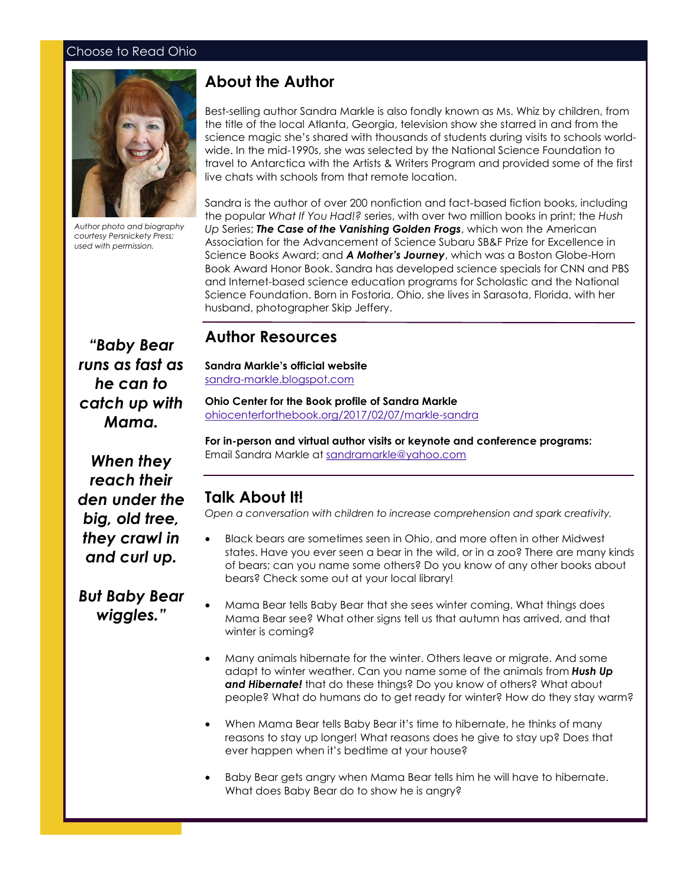Choose to Read Ohio

Author photo and biography courtesy Persnickety Press; used with permission.

## About the Author

Best-selling author Sandra Markle is also fondly known as Ms. Whiz by children, from the title of the local Atlanta, Georgia, television show she starred in and from the science magic she's shared with thousands of students during visits to schools world-wide. In the mid-1990s, she was selected by the National Science Foundation to travel to Antarctica with the Artists & Writers Program and provided some of the first live chats with schools from that remote location.

Sandra is the author of over 200 nonfiction and fact-based fiction books, including the popular *What If You Had!?* series, with over two million books in print; the *Hush Up* Series; ***The Case of the Vanishing Golden Frogs***, which won the American Association for the Advancement of Science Subaru SB&F Prize for Excellence in Science Books Award; and ***A Mother's Journey***, which was a Boston Globe-Horn Book Award Honor Book. Sandra has developed science specials for CNN and PBS and Internet-based science education programs for Scholastic and the National Science Foundation. Born in Fostoria, Ohio, she lives in Sarasota, Florida, with her husband, photographer Skip Jeffery.

***"Baby Bear runs as fast as he can to catch up with Mama.***

***When they reach their den under the big, old tree, they crawl in and curl up.***

***But Baby Bear wiggles."***

## Author Resources

**Sandra Markle's official website**
sandra-markle.blogspot.com

**Ohio Center for the Book profile of Sandra Markle**
ohiocenterforthebook.org/2017/02/07/markle-sandra

**For in-person and virtual author visits or keynote and conference programs:**
Email Sandra Markle at sandramarkle@yahoo.com

## Talk About It!

*Open a conversation with children to increase comprehension and spark creativity.*

- Black bears are sometimes seen in Ohio, and more often in other Midwest states. Have you ever seen a bear in the wild, or in a zoo? There are many kinds of bears; can you name some others? Do you know of any other books about bears? Check some out at your local library!
- Mama Bear tells Baby Bear that she sees winter coming. What things does Mama Bear see? What other signs tell us that autumn has arrived, and that winter is coming?
- Many animals hibernate for the winter. Others leave or migrate. And some adapt to winter weather. Can you name some of the animals from ***Hush Up and Hibernate!*** that do these things? Do you know of others? What about people? What do humans do to get ready for winter? How do they stay warm?
- When Mama Bear tells Baby Bear it's time to hibernate, he thinks of many reasons to stay up longer! What reasons does he give to stay up? Does that ever happen when it's bedtime at your house?
- Baby Bear gets angry when Mama Bear tells him he will have to hibernate. What does Baby Bear do to show he is angry?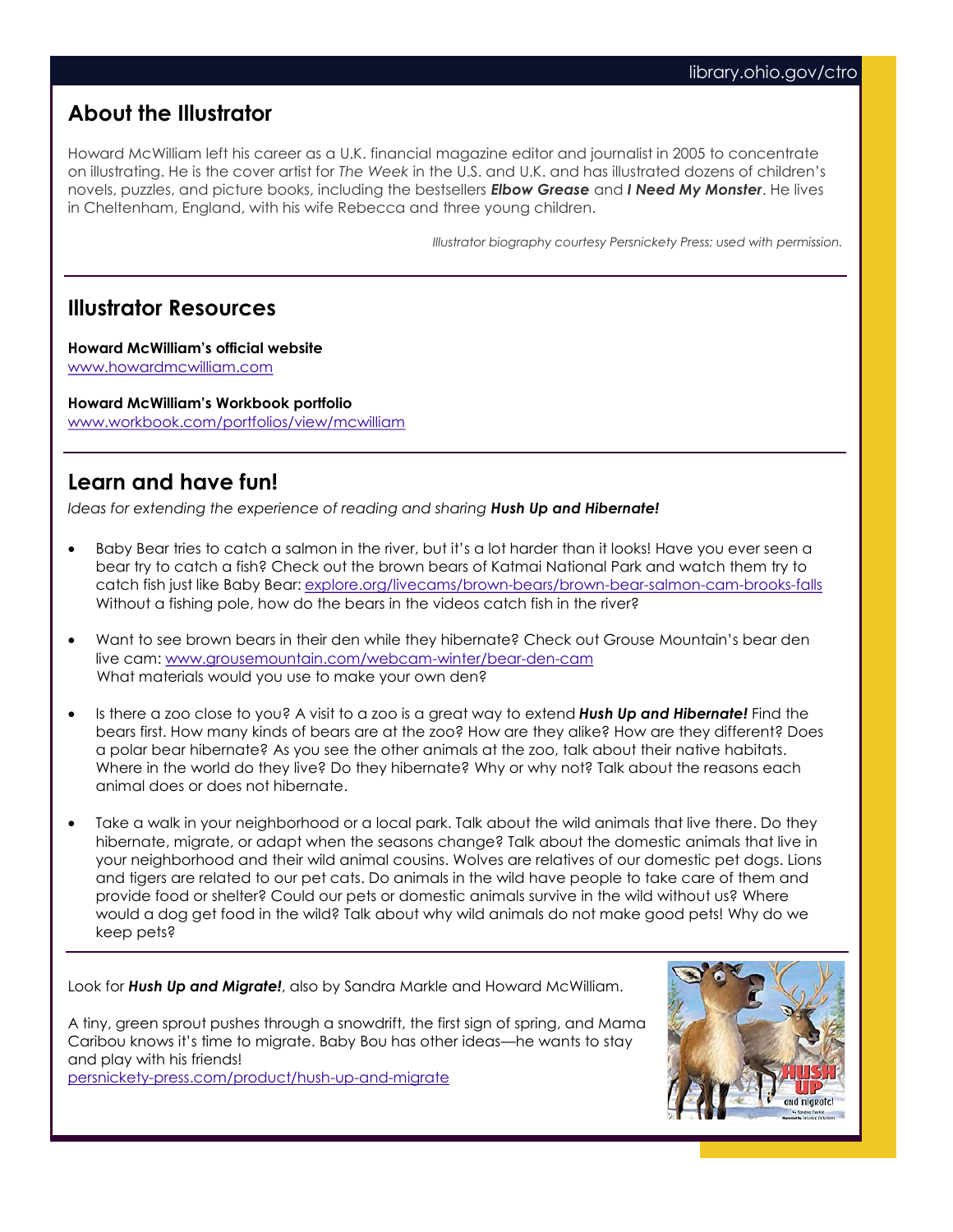## About the Illustrator

Howard McWilliam left his career as a U.K. financial magazine editor and journalist in 2005 to concentrate on illustrating. He is the cover artist for *The Week* in the U.S. and U.K. and has illustrated dozens of children's novels, puzzles, and picture books, including the bestsellers ***Elbow Grease*** and ***I Need My Monster***. He lives in Cheltenham, England, with his wife Rebecca and three young children.

*Illustrator biography courtesy Persnickety Press; used with permission.*

## Illustrator Resources

**Howard McWilliam's official website**
[www.howardmcwilliam.com](www.howardmcwilliam.com)

**Howard McWilliam's Workbook portfolio**
[www.workbook.com/portfolios/view/mcwilliam](www.workbook.com/portfolios/view/mcwilliam)

## Learn and have fun!

*Ideas for extending the experience of reading and sharing **Hush Up and Hibernate!***

- Baby Bear tries to catch a salmon in the river, but it's a lot harder than it looks! Have you ever seen a bear try to catch a fish? Check out the brown bears of Katmai National Park and watch them try to catch fish just like Baby Bear: [explore.org/livecams/brown-bears/brown-bear-salmon-cam-brooks-falls](explore.org/livecams/brown-bears/brown-bear-salmon-cam-brooks-falls) Without a fishing pole, how do the bears in the videos catch fish in the river?

- Want to see brown bears in their den while they hibernate? Check out Grouse Mountain's bear den live cam: [www.grousemountain.com/webcam-winter/bear-den-cam](www.grousemountain.com/webcam-winter/bear-den-cam)
  What materials would you use to make your own den?

- Is there a zoo close to you? A visit to a zoo is a great way to extend ***Hush Up and Hibernate!*** Find the bears first. How many kinds of bears are at the zoo? How are they alike? How are they different? Does a polar bear hibernate? As you see the other animals at the zoo, talk about their native habitats. Where in the world do they live? Do they hibernate? Why or why not? Talk about the reasons each animal does or does not hibernate.

- Take a walk in your neighborhood or a local park. Talk about the wild animals that live there. Do they hibernate, migrate, or adapt when the seasons change? Talk about the domestic animals that live in your neighborhood and their wild animal cousins. Wolves are relatives of our domestic pet dogs. Lions and tigers are related to our pet cats. Do animals in the wild have people to take care of them and provide food or shelter? Could our pets or domestic animals survive in the wild without us? Where would a dog get food in the wild? Talk about why wild animals do not make good pets! Why do we keep pets?

Look for ***Hush Up and Migrate!***, also by Sandra Markle and Howard McWilliam.

A tiny, green sprout pushes through a snowdrift, the first sign of spring, and Mama Caribou knows it's time to migrate. Baby Bou has other ideas—he wants to stay and play with his friends!
[persnickety-press.com/product/hush-up-and-migrate](persnickety-press.com/product/hush-up-and-migrate)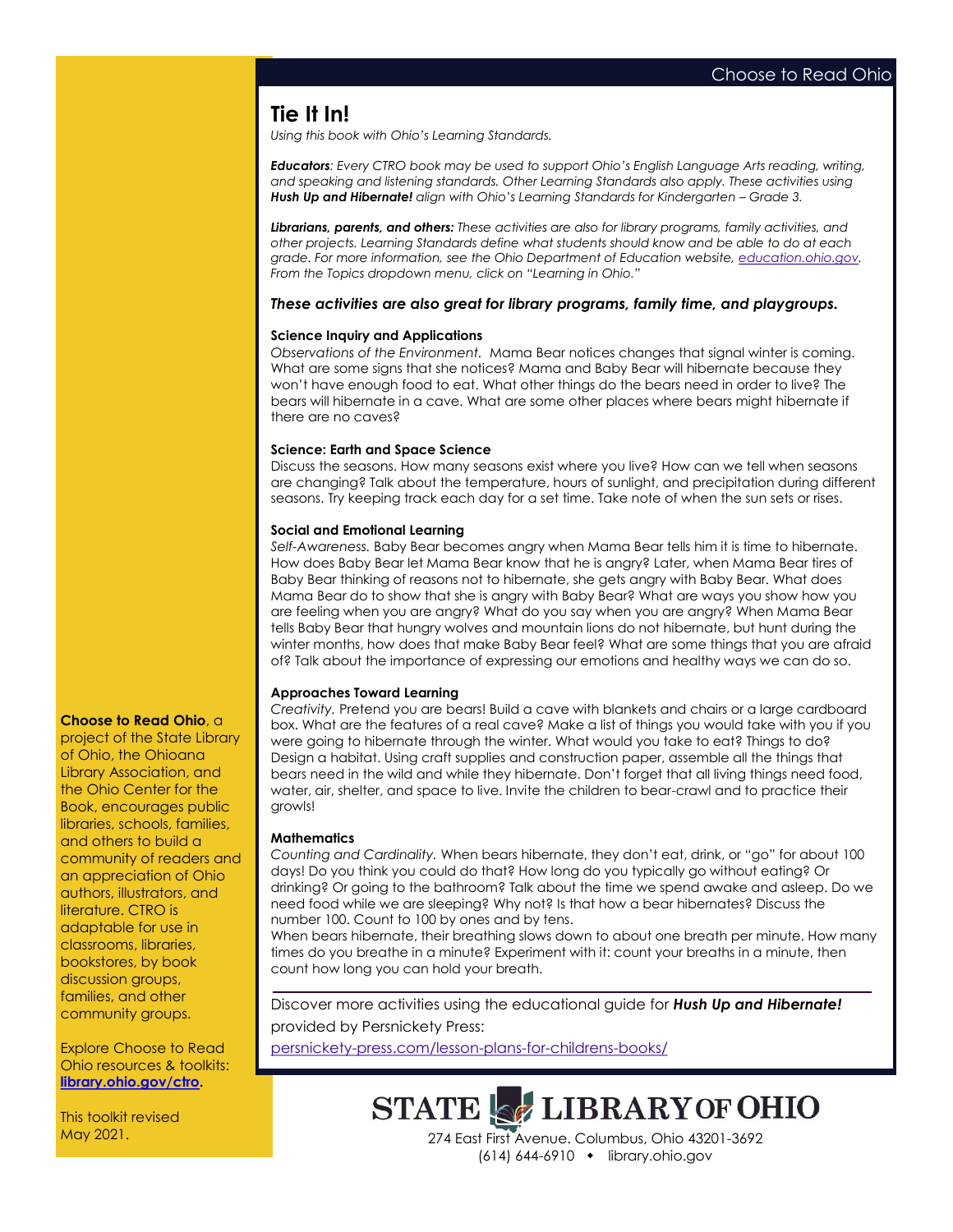## Tie It In!

*Using this book with Ohio's Learning Standards.*

***Educators****: Every CTRO book may be used to support Ohio's English Language Arts reading, writing, and speaking and listening standards. Other Learning Standards also apply. These activities using* ***Hush Up and Hibernate!*** *align with Ohio's Learning Standards for Kindergarten – Grade 3.*

***Librarians, parents, and others:*** *These activities are also for library programs, family activities, and other projects. Learning Standards define what students should know and be able to do at each grade. For more information, see the Ohio Department of Education website, [education.ohio.gov](education.ohio.gov). From the Topics dropdown menu, click on "Learning in Ohio."*

***These activities are also great for library programs, family time, and playgroups.***

**Science Inquiry and Applications**

*Observations of the Environment.* Mama Bear notices changes that signal winter is coming. What are some signs that she notices? Mama and Baby Bear will hibernate because they won't have enough food to eat. What other things do the bears need in order to live? The bears will hibernate in a cave. What are some other places where bears might hibernate if there are no caves?

**Science: Earth and Space Science**

Discuss the seasons. How many seasons exist where you live? How can we tell when seasons are changing? Talk about the temperature, hours of sunlight, and precipitation during different seasons. Try keeping track each day for a set time. Take note of when the sun sets or rises.

**Social and Emotional Learning**

*Self-Awareness.* Baby Bear becomes angry when Mama Bear tells him it is time to hibernate. How does Baby Bear let Mama Bear know that he is angry? Later, when Mama Bear tires of Baby Bear thinking of reasons not to hibernate, she gets angry with Baby Bear. What does Mama Bear do to show that she is angry with Baby Bear? What are ways you show how you are feeling when you are angry? What do you say when you are angry? When Mama Bear tells Baby Bear that hungry wolves and mountain lions do not hibernate, but hunt during the winter months, how does that make Baby Bear feel? What are some things that you are afraid of? Talk about the importance of expressing our emotions and healthy ways we can do so.

**Approaches Toward Learning**

*Creativity.* Pretend you are bears! Build a cave with blankets and chairs or a large cardboard box. What are the features of a real cave? Make a list of things you would take with you if you were going to hibernate through the winter. What would you take to eat? Things to do? Design a habitat. Using craft supplies and construction paper, assemble all the things that bears need in the wild and while they hibernate. Don't forget that all living things need food, water, air, shelter, and space to live. Invite the children to bear-crawl and to practice their growls!

**Mathematics**

*Counting and Cardinality.* When bears hibernate, they don't eat, drink, or "go" for about 100 days! Do you think you could do that? How long do you typically go without eating? Or drinking? Or going to the bathroom? Talk about the time we spend awake and asleep. Do we need food while we are sleeping? Why not? Is that how a bear hibernates? Discuss the number 100. Count to 100 by ones and by tens.

When bears hibernate, their breathing slows down to about one breath per minute. How many times do you breathe in a minute? Experiment with it: count your breaths in a minute, then count how long you can hold your breath.

---

Discover more activities using the educational guide for ***Hush Up and Hibernate!*** provided by Persnickety Press:

[persnickety-press.com/lesson-plans-for-childrens-books/](persnickety-press.com/lesson-plans-for-childrens-books/)

**Choose to Read Ohio**, a project of the State Library of Ohio, the Ohioana Library Association, and the Ohio Center for the Book, encourages public libraries, schools, families, and others to build a community of readers and an appreciation of Ohio authors, illustrators, and literature. CTRO is adaptable for use in classrooms, libraries, bookstores, by book discussion groups, families, and other community groups.

Explore Choose to Read Ohio resources & toolkits: **[library.ohio.gov/ctro](library.ohio.gov/ctro)**.

This toolkit revised May 2021.

**STATE LIBRARY OF OHIO**

274 East First Avenue. Columbus, Ohio 43201-3692

(614) 644-6910 • library.ohio.gov